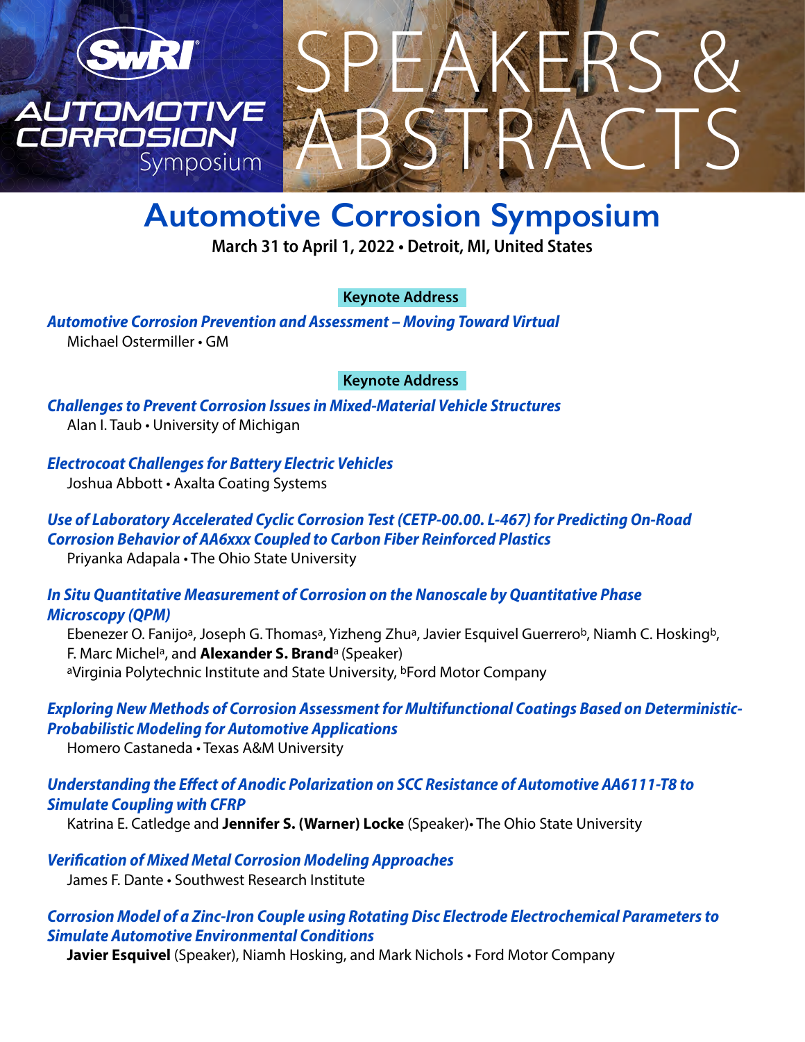# SPEAKERS & ABSTRACTS

SwRI AUTOMOTIVE CORROSION Symposium

# Automotive Corrosion Symposium

**March 31 to April 1, 2022 • Detroit, MI, United States**

**Keynote Address**

***Automotive Corrosion Prevention and Assessment – Moving Toward Virtual***

Michael Ostermiller • GM

**Keynote Address**

***Challenges to Prevent Corrosion Issues in Mixed-Material Vehicle Structures***

Alan I. Taub • University of Michigan

***Electrocoat Challenges for Battery Electric Vehicles***

Joshua Abbott • Axalta Coating Systems

***Use of Laboratory Accelerated Cyclic Corrosion Test (CETP-00.00. L-467) for Predicting On-Road Corrosion Behavior of AA6xxx Coupled to Carbon Fiber Reinforced Plastics***

Priyanka Adapala • The Ohio State University

***In Situ Quantitative Measurement of Corrosion on the Nanoscale by Quantitative Phase Microscopy (QPM)***

Ebenezer O. Fanijo[a], Joseph G. Thomas[a], Yizheng Zhu[a], Javier Esquivel Guerrero[b], Niamh C. Hosking[b], F. Marc Michel[a], and **Alexander S. Brand**[a] (Speaker)

[a]Virginia Polytechnic Institute and State University, [b]Ford Motor Company

***Exploring New Methods of Corrosion Assessment for Multifunctional Coatings Based on Deterministic-Probabilistic Modeling for Automotive Applications***

Homero Castaneda • Texas A&M University

***Understanding the Effect of Anodic Polarization on SCC Resistance of Automotive AA6111-T8 to Simulate Coupling with CFRP***

Katrina E. Catledge and **Jennifer S. (Warner) Locke** (Speaker)• The Ohio State University

***Verification of Mixed Metal Corrosion Modeling Approaches***

James F. Dante • Southwest Research Institute

***Corrosion Model of a Zinc-Iron Couple using Rotating Disc Electrode Electrochemical Parameters to Simulate Automotive Environmental Conditions***

**Javier Esquivel** (Speaker), Niamh Hosking, and Mark Nichols • Ford Motor Company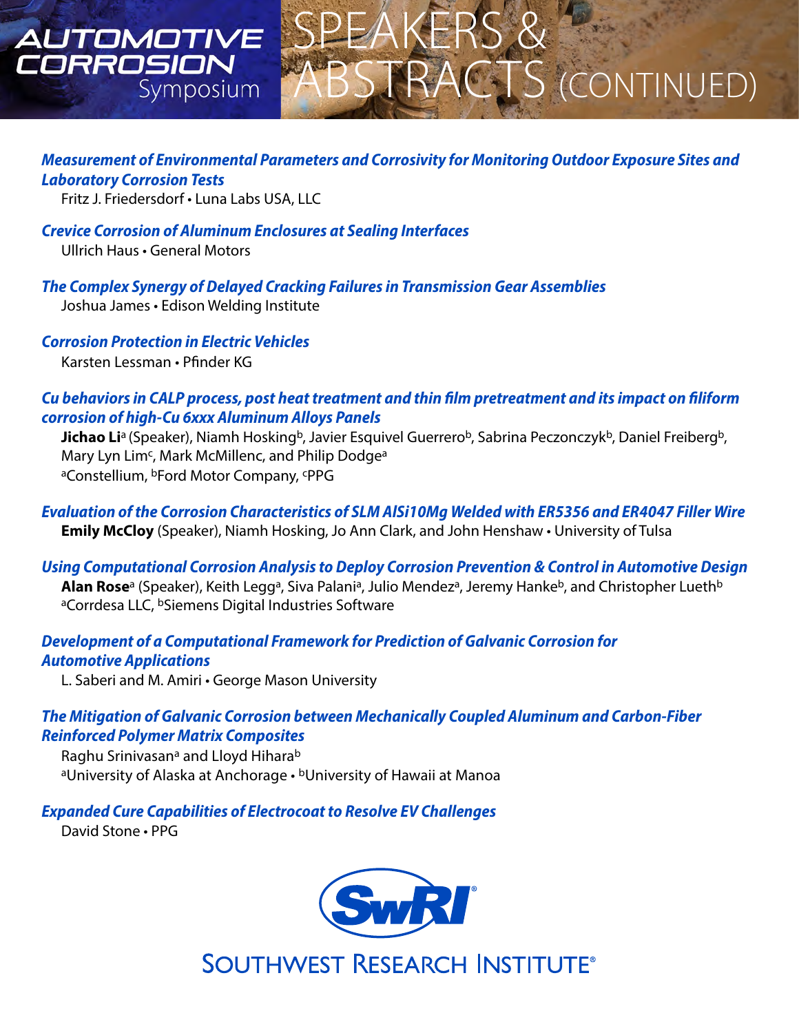# SPEAKERS & ABSTRACTS (CONTINUED)

***Measurement of Environmental Parameters and Corrosivity for Monitoring Outdoor Exposure Sites and Laboratory Corrosion Tests***
Fritz J. Friedersdorf • Luna Labs USA, LLC

***Crevice Corrosion of Aluminum Enclosures at Sealing Interfaces***
Ullrich Haus • General Motors

***The Complex Synergy of Delayed Cracking Failures in Transmission Gear Assemblies***
Joshua James • Edison Welding Institute

***Corrosion Protection in Electric Vehicles***
Karsten Lessman • Pfinder KG

***Cu behaviors in CALP process, post heat treatment and thin film pretreatment and its impact on filiform corrosion of high-Cu 6xxx Aluminum Alloys Panels***
**Jichao Li**[a] (Speaker), Niamh Hosking[b], Javier Esquivel Guerrero[b], Sabrina Peczonczyk[b], Daniel Freiberg[b], Mary Lyn Lim[c], Mark McMillen[c], and Philip Dodge[a]
[a]Constellium, [b]Ford Motor Company, [c]PPG

***Evaluation of the Corrosion Characteristics of SLM AlSi10Mg Welded with ER5356 and ER4047 Filler Wire***
**Emily McCloy** (Speaker), Niamh Hosking, Jo Ann Clark, and John Henshaw • University of Tulsa

***Using Computational Corrosion Analysis to Deploy Corrosion Prevention & Control in Automotive Design***
**Alan Rose**[a] (Speaker), Keith Legg[a], Siva Palani[a], Julio Mendez[a], Jeremy Hanke[b], and Christopher Lueth[b]
[a]Corrdesa LLC, [b]Siemens Digital Industries Software

***Development of a Computational Framework for Prediction of Galvanic Corrosion for Automotive Applications***
L. Saberi and M. Amiri • George Mason University

***The Mitigation of Galvanic Corrosion between Mechanically Coupled Aluminum and Carbon-Fiber Reinforced Polymer Matrix Composites***
Raghu Srinivasan[a] and Lloyd Hihara[b]
[a]University of Alaska at Anchorage • [b]University of Hawaii at Manoa

***Expanded Cure Capabilities of Electrocoat to Resolve EV Challenges***
David Stone • PPG

SwRI
SOUTHWEST RESEARCH INSTITUTE®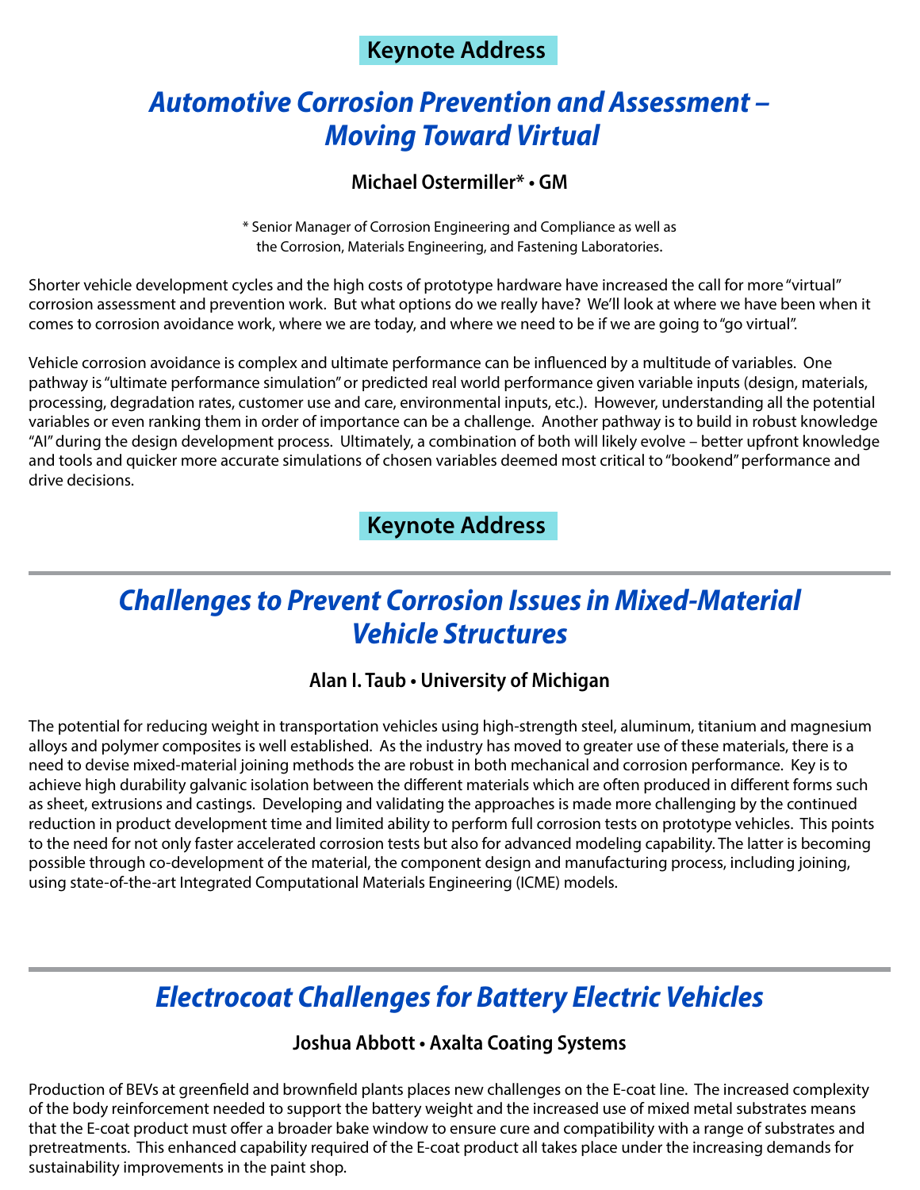**Keynote Address**

## *Automotive Corrosion Prevention and Assessment – Moving Toward Virtual*

### Michael Ostermiller* • GM

\* Senior Manager of Corrosion Engineering and Compliance as well as the Corrosion, Materials Engineering, and Fastening Laboratories.

Shorter vehicle development cycles and the high costs of prototype hardware have increased the call for more "virtual" corrosion assessment and prevention work. But what options do we really have? We'll look at where we have been when it comes to corrosion avoidance work, where we are today, and where we need to be if we are going to "go virtual".

Vehicle corrosion avoidance is complex and ultimate performance can be influenced by a multitude of variables. One pathway is "ultimate performance simulation" or predicted real world performance given variable inputs (design, materials, processing, degradation rates, customer use and care, environmental inputs, etc.). However, understanding all the potential variables or even ranking them in order of importance can be a challenge. Another pathway is to build in robust knowledge "AI" during the design development process. Ultimately, a combination of both will likely evolve – better upfront knowledge and tools and quicker more accurate simulations of chosen variables deemed most critical to "bookend" performance and drive decisions.

**Keynote Address**

## *Challenges to Prevent Corrosion Issues in Mixed-Material Vehicle Structures*

### Alan I. Taub • University of Michigan

The potential for reducing weight in transportation vehicles using high-strength steel, aluminum, titanium and magnesium alloys and polymer composites is well established. As the industry has moved to greater use of these materials, there is a need to devise mixed-material joining methods the are robust in both mechanical and corrosion performance. Key is to achieve high durability galvanic isolation between the different materials which are often produced in different forms such as sheet, extrusions and castings. Developing and validating the approaches is made more challenging by the continued reduction in product development time and limited ability to perform full corrosion tests on prototype vehicles. This points to the need for not only faster accelerated corrosion tests but also for advanced modeling capability. The latter is becoming possible through co-development of the material, the component design and manufacturing process, including joining, using state-of-the-art Integrated Computational Materials Engineering (ICME) models.

## *Electrocoat Challenges for Battery Electric Vehicles*

### Joshua Abbott • Axalta Coating Systems

Production of BEVs at greenfield and brownfield plants places new challenges on the E-coat line. The increased complexity of the body reinforcement needed to support the battery weight and the increased use of mixed metal substrates means that the E-coat product must offer a broader bake window to ensure cure and compatibility with a range of substrates and pretreatments. This enhanced capability required of the E-coat product all takes place under the increasing demands for sustainability improvements in the paint shop.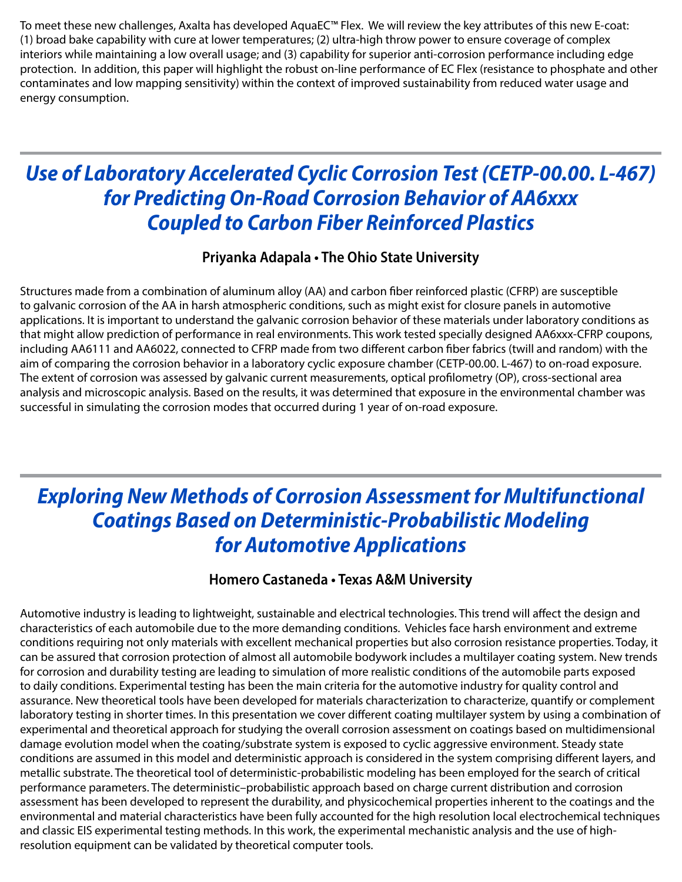To meet these new challenges, Axalta has developed AquaEC™ Flex. We will review the key attributes of this new E-coat: (1) broad bake capability with cure at lower temperatures; (2) ultra-high throw power to ensure coverage of complex interiors while maintaining a low overall usage; and (3) capability for superior anti-corrosion performance including edge protection. In addition, this paper will highlight the robust on-line performance of EC Flex (resistance to phosphate and other contaminates and low mapping sensitivity) within the context of improved sustainability from reduced water usage and energy consumption.

---

## *Use of Laboratory Accelerated Cyclic Corrosion Test (CETP-00.00. L-467) for Predicting On-Road Corrosion Behavior of AA6xxx Coupled to Carbon Fiber Reinforced Plastics*

**Priyanka Adapala • The Ohio State University**

Structures made from a combination of aluminum alloy (AA) and carbon fiber reinforced plastic (CFRP) are susceptible to galvanic corrosion of the AA in harsh atmospheric conditions, such as might exist for closure panels in automotive applications. It is important to understand the galvanic corrosion behavior of these materials under laboratory conditions as that might allow prediction of performance in real environments. This work tested specially designed AA6xxx-CFRP coupons, including AA6111 and AA6022, connected to CFRP made from two different carbon fiber fabrics (twill and random) with the aim of comparing the corrosion behavior in a laboratory cyclic exposure chamber (CETP-00.00. L-467) to on-road exposure. The extent of corrosion was assessed by galvanic current measurements, optical profilometry (OP), cross-sectional area analysis and microscopic analysis. Based on the results, it was determined that exposure in the environmental chamber was successful in simulating the corrosion modes that occurred during 1 year of on-road exposure.

---

## *Exploring New Methods of Corrosion Assessment for Multifunctional Coatings Based on Deterministic-Probabilistic Modeling for Automotive Applications*

**Homero Castaneda • Texas A&M University**

Automotive industry is leading to lightweight, sustainable and electrical technologies. This trend will affect the design and characteristics of each automobile due to the more demanding conditions. Vehicles face harsh environment and extreme conditions requiring not only materials with excellent mechanical properties but also corrosion resistance properties. Today, it can be assured that corrosion protection of almost all automobile bodywork includes a multilayer coating system. New trends for corrosion and durability testing are leading to simulation of more realistic conditions of the automobile parts exposed to daily conditions. Experimental testing has been the main criteria for the automotive industry for quality control and assurance. New theoretical tools have been developed for materials characterization to characterize, quantify or complement laboratory testing in shorter times. In this presentation we cover different coating multilayer system by using a combination of experimental and theoretical approach for studying the overall corrosion assessment on coatings based on multidimensional damage evolution model when the coating/substrate system is exposed to cyclic aggressive environment. Steady state conditions are assumed in this model and deterministic approach is considered in the system comprising different layers, and metallic substrate. The theoretical tool of deterministic-probabilistic modeling has been employed for the search of critical performance parameters. The deterministic–probabilistic approach based on charge current distribution and corrosion assessment has been developed to represent the durability, and physicochemical properties inherent to the coatings and the environmental and material characteristics have been fully accounted for the high resolution local electrochemical techniques and classic EIS experimental testing methods. In this work, the experimental mechanistic analysis and the use of high-resolution equipment can be validated by theoretical computer tools.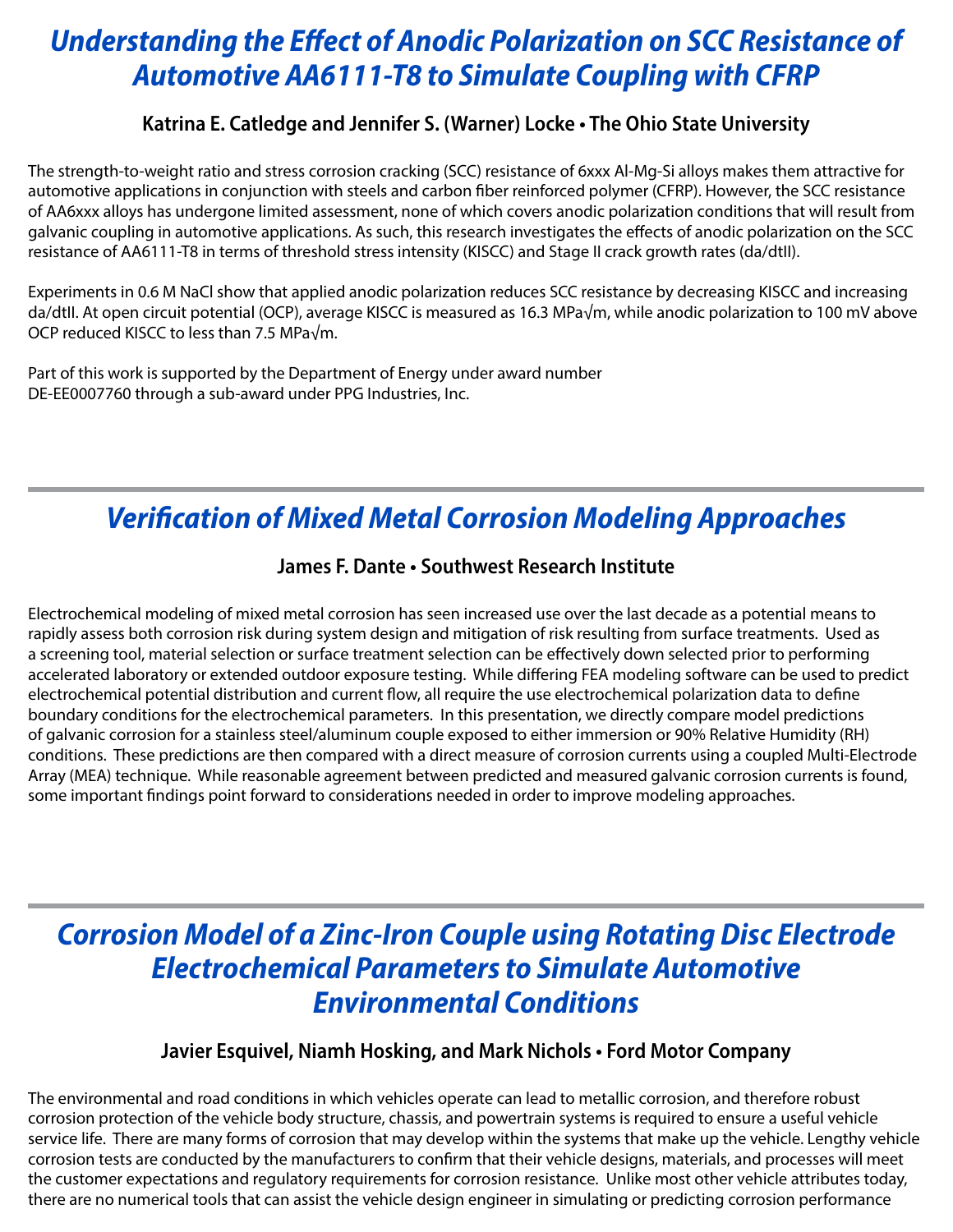## *Understanding the Effect of Anodic Polarization on SCC Resistance of Automotive AA6111-T8 to Simulate Coupling with CFRP*

**Katrina E. Catledge and Jennifer S. (Warner) Locke • The Ohio State University**

The strength-to-weight ratio and stress corrosion cracking (SCC) resistance of 6xxx Al-Mg-Si alloys makes them attractive for automotive applications in conjunction with steels and carbon fiber reinforced polymer (CFRP). However, the SCC resistance of AA6xxx alloys has undergone limited assessment, none of which covers anodic polarization conditions that will result from galvanic coupling in automotive applications. As such, this research investigates the effects of anodic polarization on the SCC resistance of AA6111-T8 in terms of threshold stress intensity (KISCC) and Stage II crack growth rates (da/dtII).

Experiments in 0.6 M NaCl show that applied anodic polarization reduces SCC resistance by decreasing KISCC and increasing da/dtII. At open circuit potential (OCP), average KISCC is measured as 16.3 MPa√m, while anodic polarization to 100 mV above OCP reduced KISCC to less than 7.5 MPa√m.

Part of this work is supported by the Department of Energy under award number DE-EE0007760 through a sub-award under PPG Industries, Inc.

---

## *Verification of Mixed Metal Corrosion Modeling Approaches*

**James F. Dante • Southwest Research Institute**

Electrochemical modeling of mixed metal corrosion has seen increased use over the last decade as a potential means to rapidly assess both corrosion risk during system design and mitigation of risk resulting from surface treatments. Used as a screening tool, material selection or surface treatment selection can be effectively down selected prior to performing accelerated laboratory or extended outdoor exposure testing. While differing FEA modeling software can be used to predict electrochemical potential distribution and current flow, all require the use electrochemical polarization data to define boundary conditions for the electrochemical parameters. In this presentation, we directly compare model predictions of galvanic corrosion for a stainless steel/aluminum couple exposed to either immersion or 90% Relative Humidity (RH) conditions. These predictions are then compared with a direct measure of corrosion currents using a coupled Multi-Electrode Array (MEA) technique. While reasonable agreement between predicted and measured galvanic corrosion currents is found, some important findings point forward to considerations needed in order to improve modeling approaches.

---

## *Corrosion Model of a Zinc-Iron Couple using Rotating Disc Electrode Electrochemical Parameters to Simulate Automotive Environmental Conditions*

**Javier Esquivel, Niamh Hosking, and Mark Nichols • Ford Motor Company**

The environmental and road conditions in which vehicles operate can lead to metallic corrosion, and therefore robust corrosion protection of the vehicle body structure, chassis, and powertrain systems is required to ensure a useful vehicle service life. There are many forms of corrosion that may develop within the systems that make up the vehicle. Lengthy vehicle corrosion tests are conducted by the manufacturers to confirm that their vehicle designs, materials, and processes will meet the customer expectations and regulatory requirements for corrosion resistance. Unlike most other vehicle attributes today, there are no numerical tools that can assist the vehicle design engineer in simulating or predicting corrosion performance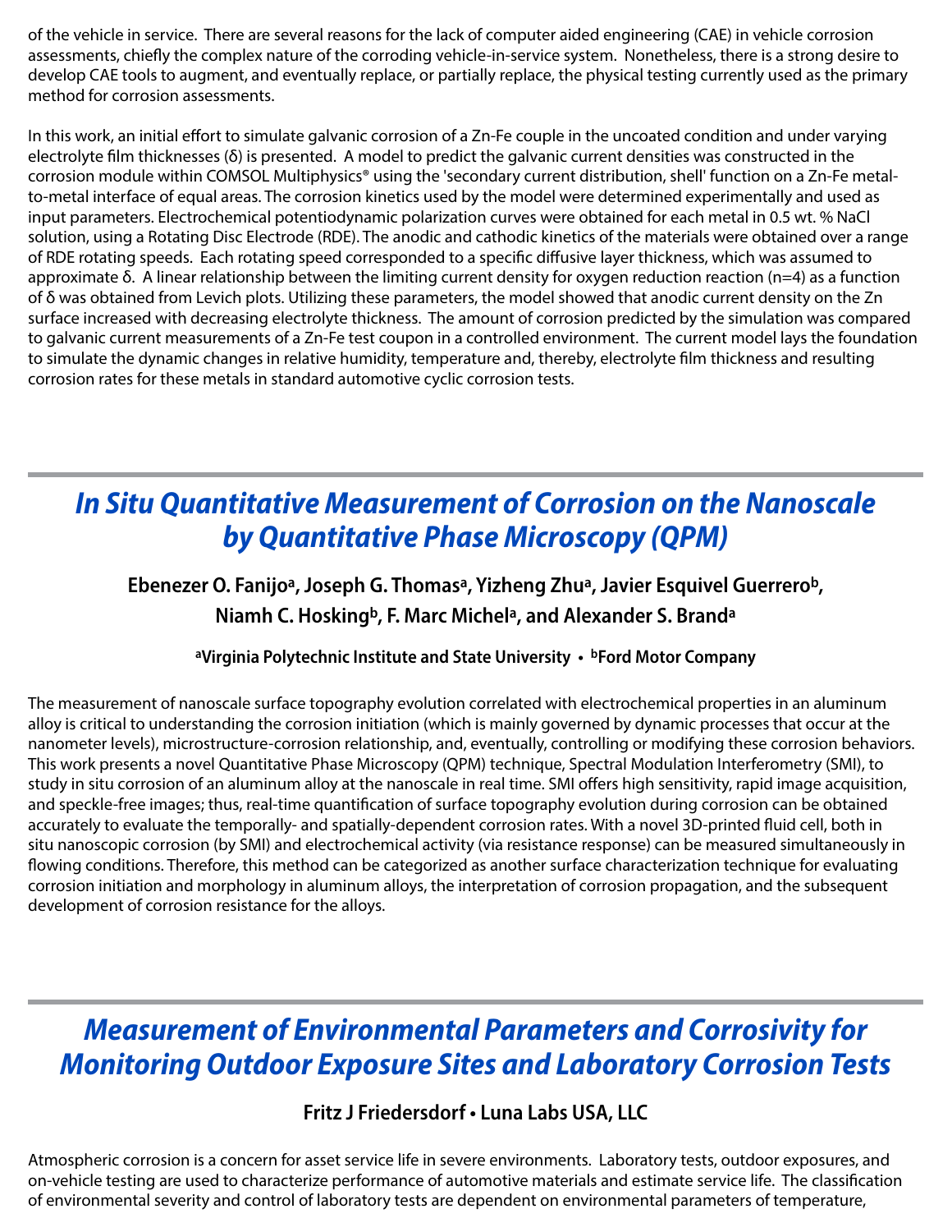of the vehicle in service. There are several reasons for the lack of computer aided engineering (CAE) in vehicle corrosion assessments, chiefly the complex nature of the corroding vehicle-in-service system. Nonetheless, there is a strong desire to develop CAE tools to augment, and eventually replace, or partially replace, the physical testing currently used as the primary method for corrosion assessments.

In this work, an initial effort to simulate galvanic corrosion of a Zn-Fe couple in the uncoated condition and under varying electrolyte film thicknesses (δ) is presented. A model to predict the galvanic current densities was constructed in the corrosion module within COMSOL Multiphysics® using the 'secondary current distribution, shell' function on a Zn-Fe metal-to-metal interface of equal areas. The corrosion kinetics used by the model were determined experimentally and used as input parameters. Electrochemical potentiodynamic polarization curves were obtained for each metal in 0.5 wt. % NaCl solution, using a Rotating Disc Electrode (RDE). The anodic and cathodic kinetics of the materials were obtained over a range of RDE rotating speeds. Each rotating speed corresponded to a specific diffusive layer thickness, which was assumed to approximate δ. A linear relationship between the limiting current density for oxygen reduction reaction (n=4) as a function of δ was obtained from Levich plots. Utilizing these parameters, the model showed that anodic current density on the Zn surface increased with decreasing electrolyte thickness. The amount of corrosion predicted by the simulation was compared to galvanic current measurements of a Zn-Fe test coupon in a controlled environment. The current model lays the foundation to simulate the dynamic changes in relative humidity, temperature and, thereby, electrolyte film thickness and resulting corrosion rates for these metals in standard automotive cyclic corrosion tests.

## *In Situ Quantitative Measurement of Corrosion on the Nanoscale by Quantitative Phase Microscopy (QPM)*

**Ebenezer O. Fanijo[a], Joseph G. Thomas[a], Yizheng Zhu[a], Javier Esquivel Guerrero[b], Niamh C. Hosking[b], F. Marc Michel[a], and Alexander S. Brand[a]**

**[a]Virginia Polytechnic Institute and State University • [b]Ford Motor Company**

The measurement of nanoscale surface topography evolution correlated with electrochemical properties in an aluminum alloy is critical to understanding the corrosion initiation (which is mainly governed by dynamic processes that occur at the nanometer levels), microstructure-corrosion relationship, and, eventually, controlling or modifying these corrosion behaviors. This work presents a novel Quantitative Phase Microscopy (QPM) technique, Spectral Modulation Interferometry (SMI), to study in situ corrosion of an aluminum alloy at the nanoscale in real time. SMI offers high sensitivity, rapid image acquisition, and speckle-free images; thus, real-time quantification of surface topography evolution during corrosion can be obtained accurately to evaluate the temporally- and spatially-dependent corrosion rates. With a novel 3D-printed fluid cell, both in situ nanoscopic corrosion (by SMI) and electrochemical activity (via resistance response) can be measured simultaneously in flowing conditions. Therefore, this method can be categorized as another surface characterization technique for evaluating corrosion initiation and morphology in aluminum alloys, the interpretation of corrosion propagation, and the subsequent development of corrosion resistance for the alloys.

## *Measurement of Environmental Parameters and Corrosivity for Monitoring Outdoor Exposure Sites and Laboratory Corrosion Tests*

**Fritz J Friedersdorf • Luna Labs USA, LLC**

Atmospheric corrosion is a concern for asset service life in severe environments. Laboratory tests, outdoor exposures, and on-vehicle testing are used to characterize performance of automotive materials and estimate service life. The classification of environmental severity and control of laboratory tests are dependent on environmental parameters of temperature,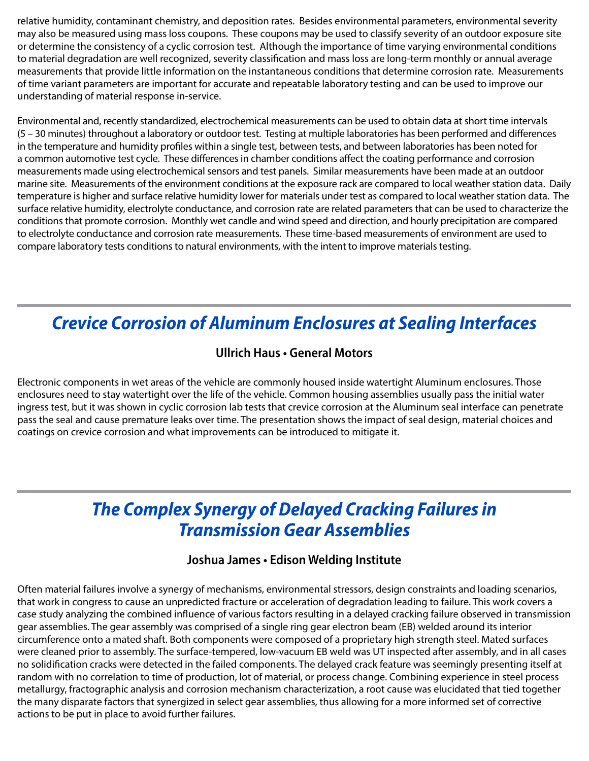relative humidity, contaminant chemistry, and deposition rates. Besides environmental parameters, environmental severity may also be measured using mass loss coupons. These coupons may be used to classify severity of an outdoor exposure site or determine the consistency of a cyclic corrosion test. Although the importance of time varying environmental conditions to material degradation are well recognized, severity classification and mass loss are long-term monthly or annual average measurements that provide little information on the instantaneous conditions that determine corrosion rate. Measurements of time variant parameters are important for accurate and repeatable laboratory testing and can be used to improve our understanding of material response in-service.

Environmental and, recently standardized, electrochemical measurements can be used to obtain data at short time intervals (5 – 30 minutes) throughout a laboratory or outdoor test. Testing at multiple laboratories has been performed and differences in the temperature and humidity profiles within a single test, between tests, and between laboratories has been noted for a common automotive test cycle. These differences in chamber conditions affect the coating performance and corrosion measurements made using electrochemical sensors and test panels. Similar measurements have been made at an outdoor marine site. Measurements of the environment conditions at the exposure rack are compared to local weather station data. Daily temperature is higher and surface relative humidity lower for materials under test as compared to local weather station data. The surface relative humidity, electrolyte conductance, and corrosion rate are related parameters that can be used to characterize the conditions that promote corrosion. Monthly wet candle and wind speed and direction, and hourly precipitation are compared to electrolyte conductance and corrosion rate measurements. These time-based measurements of environment are used to compare laboratory tests conditions to natural environments, with the intent to improve materials testing.

## *Crevice Corrosion of Aluminum Enclosures at Sealing Interfaces*

**Ullrich Haus • General Motors**

Electronic components in wet areas of the vehicle are commonly housed inside watertight Aluminum enclosures. Those enclosures need to stay watertight over the life of the vehicle. Common housing assemblies usually pass the initial water ingress test, but it was shown in cyclic corrosion lab tests that crevice corrosion at the Aluminum seal interface can penetrate pass the seal and cause premature leaks over time. The presentation shows the impact of seal design, material choices and coatings on crevice corrosion and what improvements can be introduced to mitigate it.

## *The Complex Synergy of Delayed Cracking Failures in Transmission Gear Assemblies*

**Joshua James • Edison Welding Institute**

Often material failures involve a synergy of mechanisms, environmental stressors, design constraints and loading scenarios, that work in congress to cause an unpredicted fracture or acceleration of degradation leading to failure. This work covers a case study analyzing the combined influence of various factors resulting in a delayed cracking failure observed in transmission gear assemblies. The gear assembly was comprised of a single ring gear electron beam (EB) welded around its interior circumference onto a mated shaft. Both components were composed of a proprietary high strength steel. Mated surfaces were cleaned prior to assembly. The surface-tempered, low-vacuum EB weld was UT inspected after assembly, and in all cases no solidification cracks were detected in the failed components. The delayed crack feature was seemingly presenting itself at random with no correlation to time of production, lot of material, or process change. Combining experience in steel process metallurgy, fractographic analysis and corrosion mechanism characterization, a root cause was elucidated that tied together the many disparate factors that synergized in select gear assemblies, thus allowing for a more informed set of corrective actions to be put in place to avoid further failures.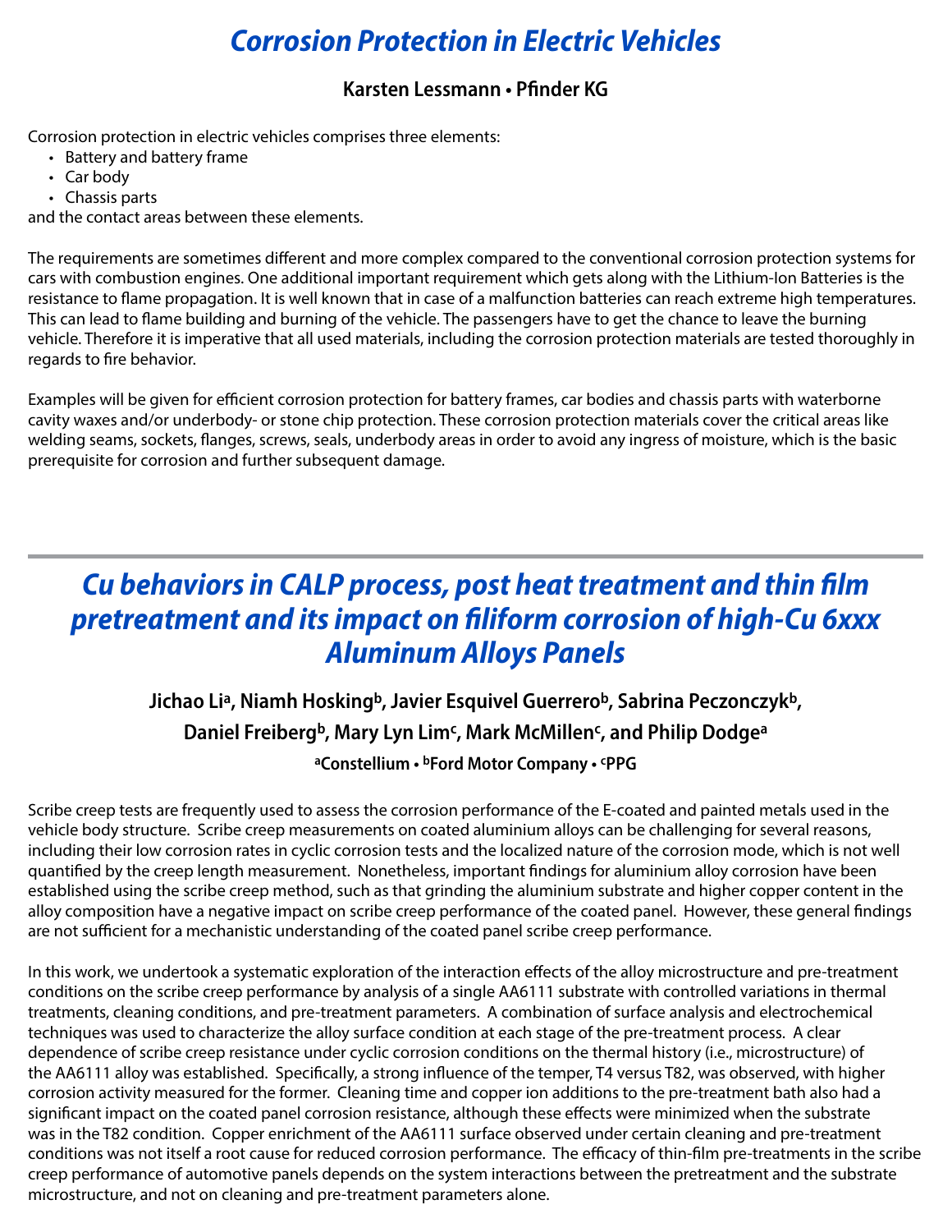# *Corrosion Protection in Electric Vehicles*

**Karsten Lessmann • Pfinder KG**

Corrosion protection in electric vehicles comprises three elements:

- Battery and battery frame
- Car body
- Chassis parts

and the contact areas between these elements.

The requirements are sometimes different and more complex compared to the conventional corrosion protection systems for cars with combustion engines. One additional important requirement which gets along with the Lithium-Ion Batteries is the resistance to flame propagation. It is well known that in case of a malfunction batteries can reach extreme high temperatures. This can lead to flame building and burning of the vehicle. The passengers have to get the chance to leave the burning vehicle. Therefore it is imperative that all used materials, including the corrosion protection materials are tested thoroughly in regards to fire behavior.

Examples will be given for efficient corrosion protection for battery frames, car bodies and chassis parts with waterborne cavity waxes and/or underbody- or stone chip protection. These corrosion protection materials cover the critical areas like welding seams, sockets, flanges, screws, seals, underbody areas in order to avoid any ingress of moisture, which is the basic prerequisite for corrosion and further subsequent damage.

---

# *Cu behaviors in CALP process, post heat treatment and thin film pretreatment and its impact on filiform corrosion of high-Cu 6xxx Aluminum Alloys Panels*

**Jichao Li[a], Niamh Hosking[b], Javier Esquivel Guerrero[b], Sabrina Peczonczyk[b], Daniel Freiberg[b], Mary Lyn Lim[c], Mark McMillen[c], and Philip Dodge[a]**

**[a]Constellium • [b]Ford Motor Company • [c]PPG**

Scribe creep tests are frequently used to assess the corrosion performance of the E-coated and painted metals used in the vehicle body structure. Scribe creep measurements on coated aluminium alloys can be challenging for several reasons, including their low corrosion rates in cyclic corrosion tests and the localized nature of the corrosion mode, which is not well quantified by the creep length measurement. Nonetheless, important findings for aluminium alloy corrosion have been established using the scribe creep method, such as that grinding the aluminium substrate and higher copper content in the alloy composition have a negative impact on scribe creep performance of the coated panel. However, these general findings are not sufficient for a mechanistic understanding of the coated panel scribe creep performance.

In this work, we undertook a systematic exploration of the interaction effects of the alloy microstructure and pre-treatment conditions on the scribe creep performance by analysis of a single AA6111 substrate with controlled variations in thermal treatments, cleaning conditions, and pre-treatment parameters. A combination of surface analysis and electrochemical techniques was used to characterize the alloy surface condition at each stage of the pre-treatment process. A clear dependence of scribe creep resistance under cyclic corrosion conditions on the thermal history (i.e., microstructure) of the AA6111 alloy was established. Specifically, a strong influence of the temper, T4 versus T82, was observed, with higher corrosion activity measured for the former. Cleaning time and copper ion additions to the pre-treatment bath also had a significant impact on the coated panel corrosion resistance, although these effects were minimized when the substrate was in the T82 condition. Copper enrichment of the AA6111 surface observed under certain cleaning and pre-treatment conditions was not itself a root cause for reduced corrosion performance. The efficacy of thin-film pre-treatments in the scribe creep performance of automotive panels depends on the system interactions between the pretreatment and the substrate microstructure, and not on cleaning and pre-treatment parameters alone.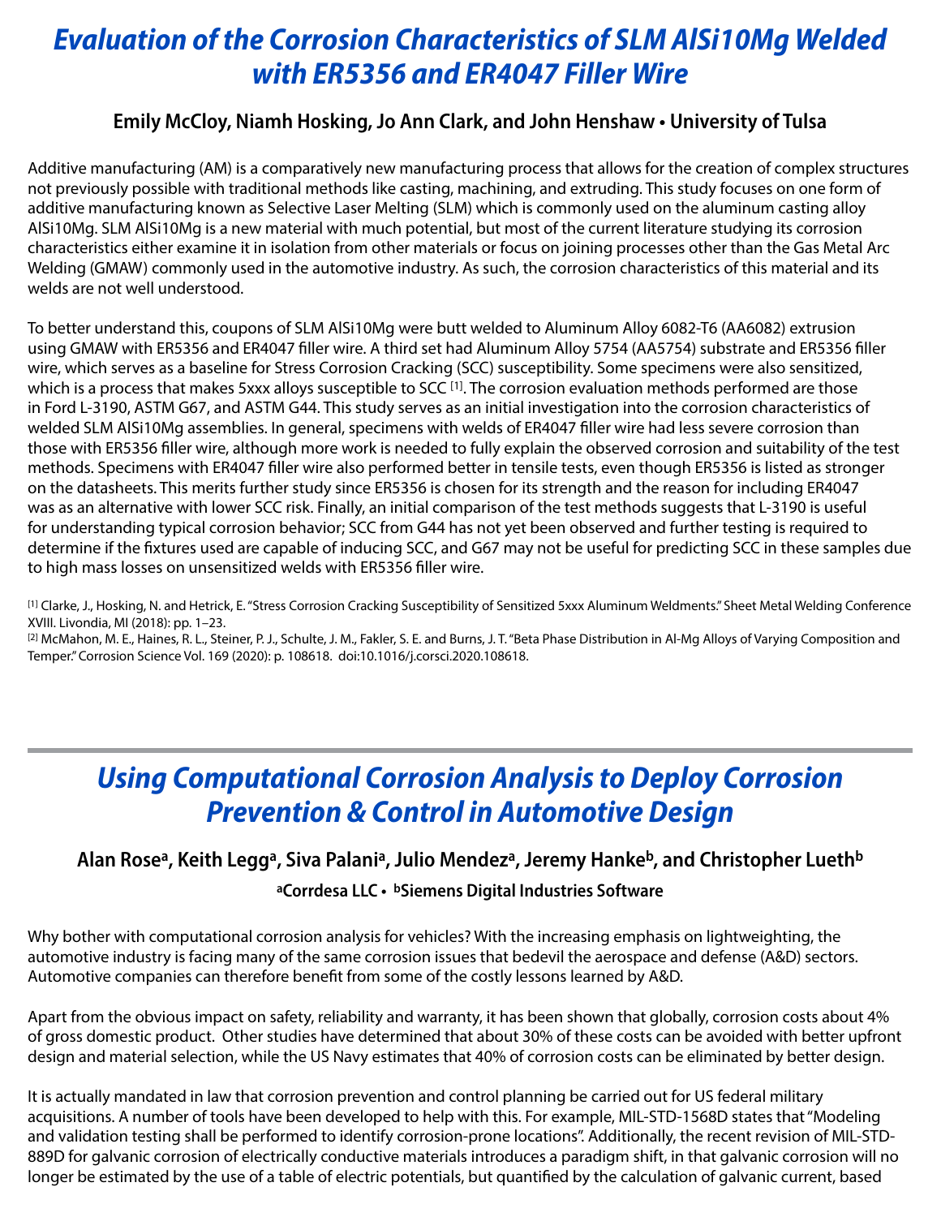# Evaluation of the Corrosion Characteristics of SLM AlSi10Mg Welded with ER5356 and ER4047 Filler Wire

**Emily McCloy, Niamh Hosking, Jo Ann Clark, and John Henshaw • University of Tulsa**

Additive manufacturing (AM) is a comparatively new manufacturing process that allows for the creation of complex structures not previously possible with traditional methods like casting, machining, and extruding. This study focuses on one form of additive manufacturing known as Selective Laser Melting (SLM) which is commonly used on the aluminum casting alloy AlSi10Mg. SLM AlSi10Mg is a new material with much potential, but most of the current literature studying its corrosion characteristics either examine it in isolation from other materials or focus on joining processes other than the Gas Metal Arc Welding (GMAW) commonly used in the automotive industry. As such, the corrosion characteristics of this material and its welds are not well understood.

To better understand this, coupons of SLM AlSi10Mg were butt welded to Aluminum Alloy 6082-T6 (AA6082) extrusion using GMAW with ER5356 and ER4047 filler wire. A third set had Aluminum Alloy 5754 (AA5754) substrate and ER5356 filler wire, which serves as a baseline for Stress Corrosion Cracking (SCC) susceptibility. Some specimens were also sensitized, which is a process that makes 5xxx alloys susceptible to SCC [1]. The corrosion evaluation methods performed are those in Ford L-3190, ASTM G67, and ASTM G44. This study serves as an initial investigation into the corrosion characteristics of welded SLM AlSi10Mg assemblies. In general, specimens with welds of ER4047 filler wire had less severe corrosion than those with ER5356 filler wire, although more work is needed to fully explain the observed corrosion and suitability of the test methods. Specimens with ER4047 filler wire also performed better in tensile tests, even though ER5356 is listed as stronger on the datasheets. This merits further study since ER5356 is chosen for its strength and the reason for including ER4047 was as an alternative with lower SCC risk. Finally, an initial comparison of the test methods suggests that L-3190 is useful for understanding typical corrosion behavior; SCC from G44 has not yet been observed and further testing is required to determine if the fixtures used are capable of inducing SCC, and G67 may not be useful for predicting SCC in these samples due to high mass losses on unsensitized welds with ER5356 filler wire.

[1] Clarke, J., Hosking, N. and Hetrick, E. "Stress Corrosion Cracking Susceptibility of Sensitized 5xxx Aluminum Weldments." Sheet Metal Welding Conference XVIII. Livondia, MI (2018): pp. 1–23.

[2] McMahon, M. E., Haines, R. L., Steiner, P. J., Schulte, J. M., Fakler, S. E. and Burns, J. T. "Beta Phase Distribution in Al-Mg Alloys of Varying Composition and Temper." Corrosion Science Vol. 169 (2020): p. 108618. doi:10.1016/j.corsci.2020.108618.

# Using Computational Corrosion Analysis to Deploy Corrosion Prevention & Control in Automotive Design

**Alan Rose[a], Keith Legg[a], Siva Palani[a], Julio Mendez[a], Jeremy Hanke[b], and Christopher Lueth[b]**

**[a]Corrdesa LLC • [b]Siemens Digital Industries Software**

Why bother with computational corrosion analysis for vehicles? With the increasing emphasis on lightweighting, the automotive industry is facing many of the same corrosion issues that bedevil the aerospace and defense (A&D) sectors. Automotive companies can therefore benefit from some of the costly lessons learned by A&D.

Apart from the obvious impact on safety, reliability and warranty, it has been shown that globally, corrosion costs about 4% of gross domestic product. Other studies have determined that about 30% of these costs can be avoided with better upfront design and material selection, while the US Navy estimates that 40% of corrosion costs can be eliminated by better design.

It is actually mandated in law that corrosion prevention and control planning be carried out for US federal military acquisitions. A number of tools have been developed to help with this. For example, MIL-STD-1568D states that "Modeling and validation testing shall be performed to identify corrosion-prone locations". Additionally, the recent revision of MIL-STD-889D for galvanic corrosion of electrically conductive materials introduces a paradigm shift, in that galvanic corrosion will no longer be estimated by the use of a table of electric potentials, but quantified by the calculation of galvanic current, based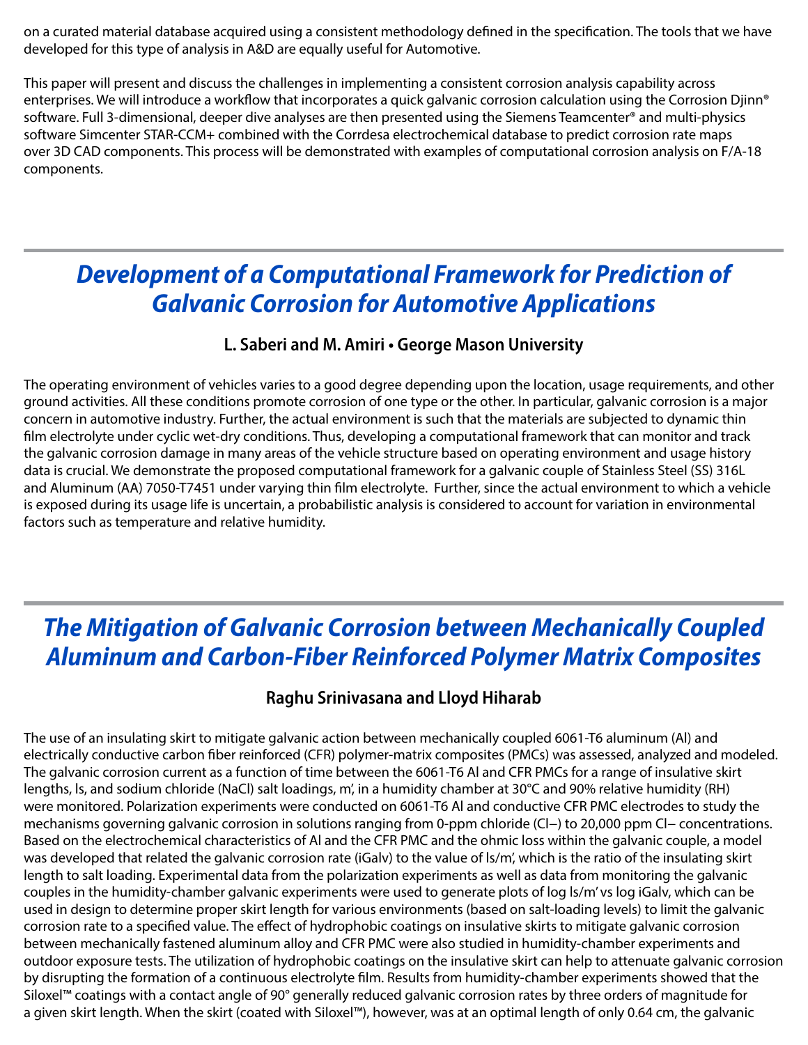on a curated material database acquired using a consistent methodology defined in the specification. The tools that we have developed for this type of analysis in A&D are equally useful for Automotive.

This paper will present and discuss the challenges in implementing a consistent corrosion analysis capability across enterprises. We will introduce a workflow that incorporates a quick galvanic corrosion calculation using the Corrosion Djinn® software. Full 3-dimensional, deeper dive analyses are then presented using the Siemens Teamcenter® and multi-physics software Simcenter STAR-CCM+ combined with the Corrdesa electrochemical database to predict corrosion rate maps over 3D CAD components. This process will be demonstrated with examples of computational corrosion analysis on F/A-18 components.

## *Development of a Computational Framework for Prediction of Galvanic Corrosion for Automotive Applications*

### L. Saberi and M. Amiri • George Mason University

The operating environment of vehicles varies to a good degree depending upon the location, usage requirements, and other ground activities. All these conditions promote corrosion of one type or the other. In particular, galvanic corrosion is a major concern in automotive industry. Further, the actual environment is such that the materials are subjected to dynamic thin film electrolyte under cyclic wet-dry conditions. Thus, developing a computational framework that can monitor and track the galvanic corrosion damage in many areas of the vehicle structure based on operating environment and usage history data is crucial. We demonstrate the proposed computational framework for a galvanic couple of Stainless Steel (SS) 316L and Aluminum (AA) 7050-T7451 under varying thin film electrolyte. Further, since the actual environment to which a vehicle is exposed during its usage life is uncertain, a probabilistic analysis is considered to account for variation in environmental factors such as temperature and relative humidity.

## *The Mitigation of Galvanic Corrosion between Mechanically Coupled Aluminum and Carbon-Fiber Reinforced Polymer Matrix Composites*

### Raghu Srinivasana and Lloyd Hiharab

The use of an insulating skirt to mitigate galvanic action between mechanically coupled 6061-T6 aluminum (Al) and electrically conductive carbon fiber reinforced (CFR) polymer-matrix composites (PMCs) was assessed, analyzed and modeled. The galvanic corrosion current as a function of time between the 6061-T6 Al and CFR PMCs for a range of insulative skirt lengths, ls, and sodium chloride (NaCl) salt loadings, m', in a humidity chamber at 30°C and 90% relative humidity (RH) were monitored. Polarization experiments were conducted on 6061-T6 Al and conductive CFR PMC electrodes to study the mechanisms governing galvanic corrosion in solutions ranging from 0-ppm chloride ($Cl^-$) to 20,000 ppm $Cl^-$ concentrations. Based on the electrochemical characteristics of Al and the CFR PMC and the ohmic loss within the galvanic couple, a model was developed that related the galvanic corrosion rate (iGalv) to the value of ls/m', which is the ratio of the insulating skirt length to salt loading. Experimental data from the polarization experiments as well as data from monitoring the galvanic couples in the humidity-chamber galvanic experiments were used to generate plots of log ls/m' vs log iGalv, which can be used in design to determine proper skirt length for various environments (based on salt-loading levels) to limit the galvanic corrosion rate to a specified value. The effect of hydrophobic coatings on insulative skirts to mitigate galvanic corrosion between mechanically fastened aluminum alloy and CFR PMC were also studied in humidity-chamber experiments and outdoor exposure tests. The utilization of hydrophobic coatings on the insulative skirt can help to attenuate galvanic corrosion by disrupting the formation of a continuous electrolyte film. Results from humidity-chamber experiments showed that the Siloxel™ coatings with a contact angle of 90° generally reduced galvanic corrosion rates by three orders of magnitude for a given skirt length. When the skirt (coated with Siloxel™), however, was at an optimal length of only 0.64 cm, the galvanic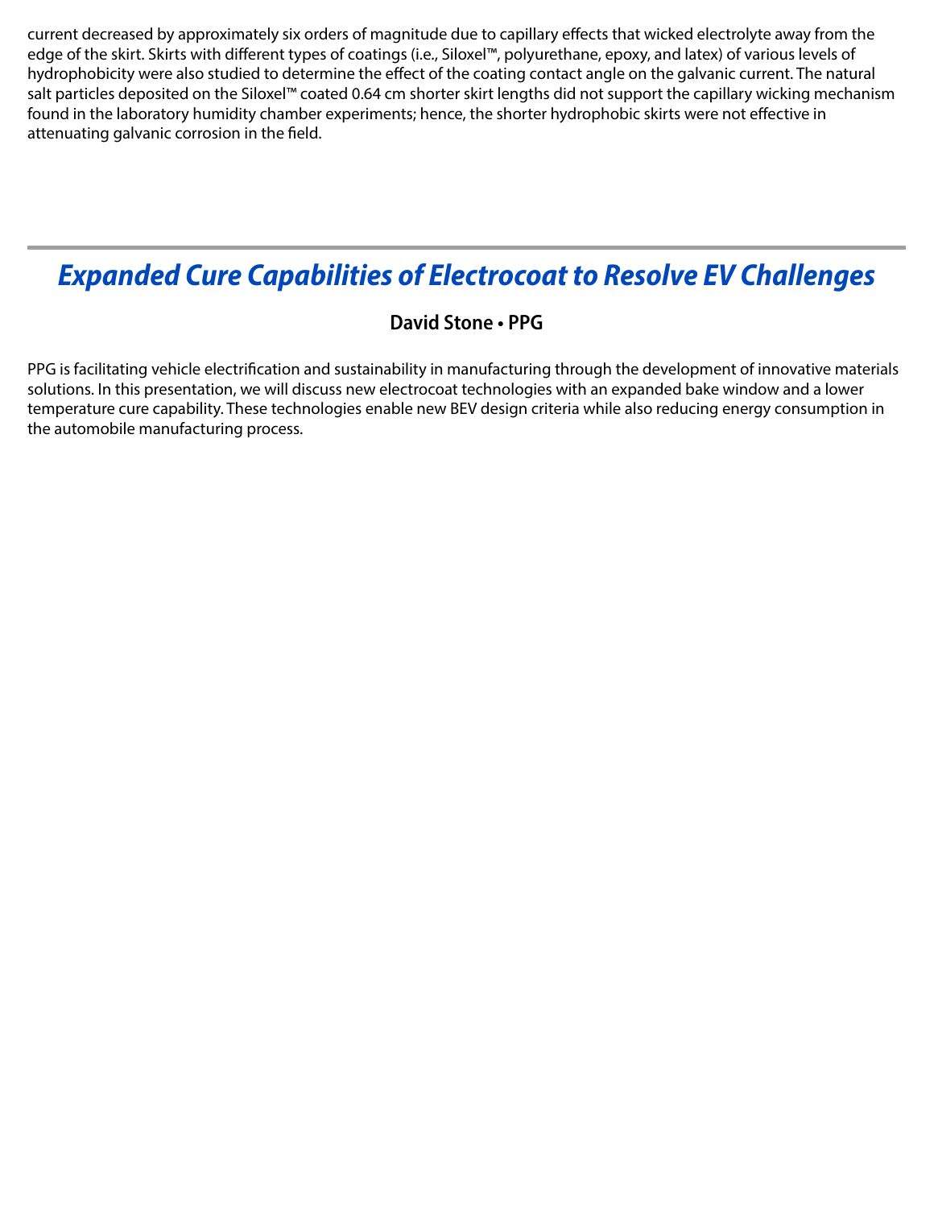current decreased by approximately six orders of magnitude due to capillary effects that wicked electrolyte away from the edge of the skirt. Skirts with different types of coatings (i.e., Siloxel™, polyurethane, epoxy, and latex) of various levels of hydrophobicity were also studied to determine the effect of the coating contact angle on the galvanic current. The natural salt particles deposited on the Siloxel™ coated 0.64 cm shorter skirt lengths did not support the capillary wicking mechanism found in the laboratory humidity chamber experiments; hence, the shorter hydrophobic skirts were not effective in attenuating galvanic corrosion in the field.

---

## *Expanded Cure Capabilities of Electrocoat to Resolve EV Challenges*

**David Stone • PPG**

PPG is facilitating vehicle electrification and sustainability in manufacturing through the development of innovative materials solutions. In this presentation, we will discuss new electrocoat technologies with an expanded bake window and a lower temperature cure capability. These technologies enable new BEV design criteria while also reducing energy consumption in the automobile manufacturing process.